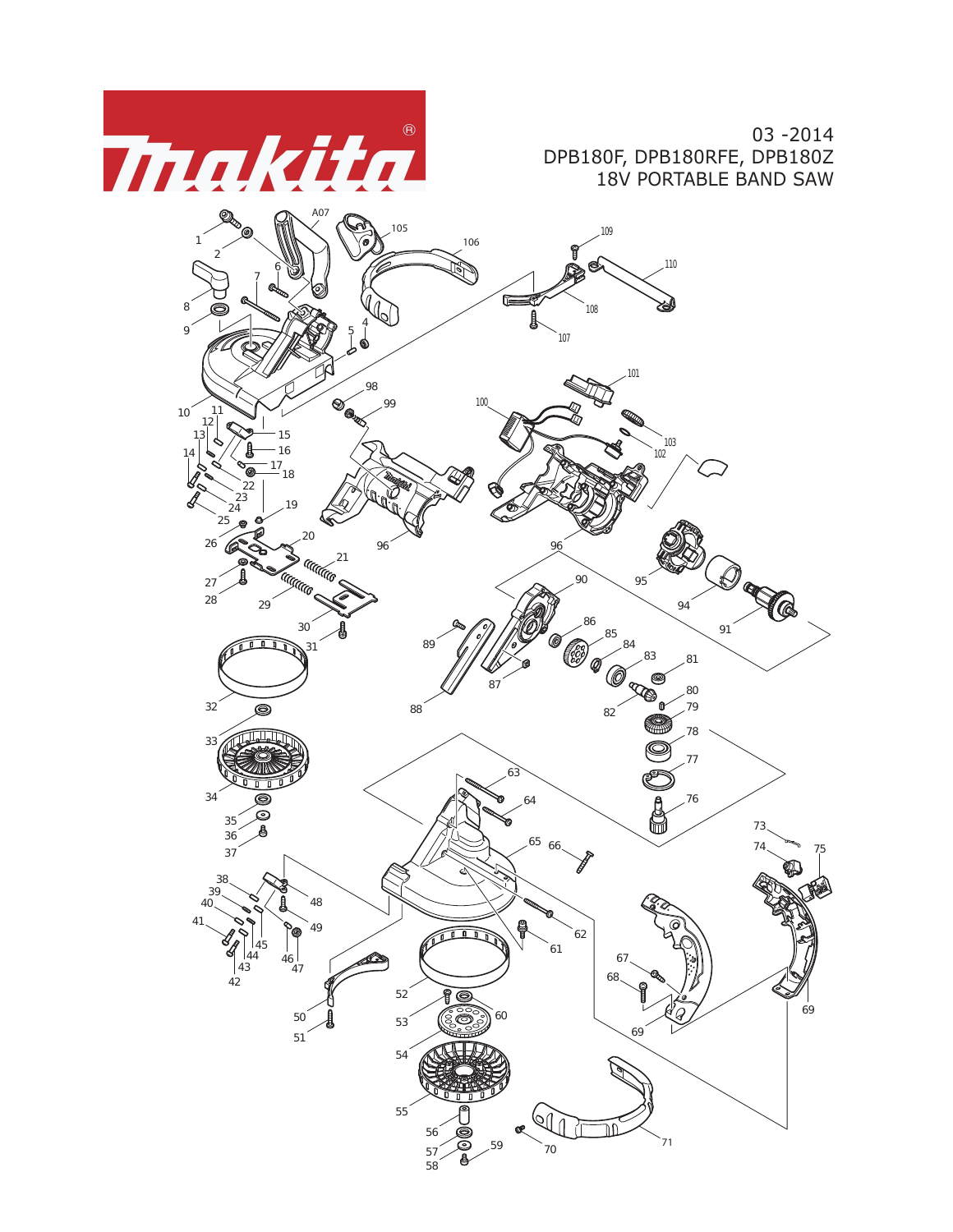Makita

03 -2014
DPB180F, DPB180RFE, DPB180Z
18V PORTABLE BAND SAW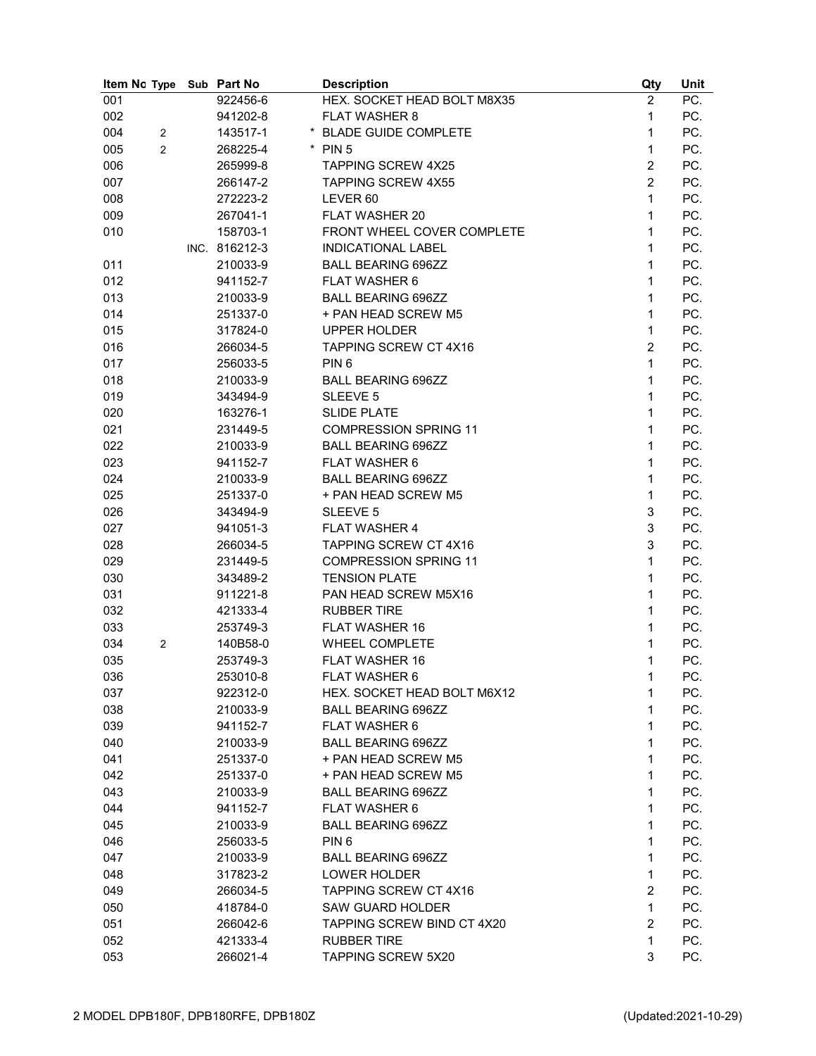| Item No | Type | Sub | Part No | Description | Qty | Unit |
|---|---|---|---|---|---|---|
| 001 | | | 922456-6 | HEX. SOCKET HEAD BOLT M8X35 | 2 | PC. |
| 002 | | | 941202-8 | FLAT WASHER 8 | 1 | PC. |
| 004 | 2 | | 143517-1 | * BLADE GUIDE COMPLETE | 1 | PC. |
| 005 | 2 | | 268225-4 | * PIN 5 | 1 | PC. |
| 006 | | | 265999-8 | TAPPING SCREW 4X25 | 2 | PC. |
| 007 | | | 266147-2 | TAPPING SCREW 4X55 | 2 | PC. |
| 008 | | | 272223-2 | LEVER 60 | 1 | PC. |
| 009 | | | 267041-1 | FLAT WASHER 20 | 1 | PC. |
| 010 | | | 158703-1 | FRONT WHEEL COVER COMPLETE | 1 | PC. |
| | | INC. | 816212-3 | INDICATIONAL LABEL | 1 | PC. |
| 011 | | | 210033-9 | BALL BEARING 696ZZ | 1 | PC. |
| 012 | | | 941152-7 | FLAT WASHER 6 | 1 | PC. |
| 013 | | | 210033-9 | BALL BEARING 696ZZ | 1 | PC. |
| 014 | | | 251337-0 | + PAN HEAD SCREW M5 | 1 | PC. |
| 015 | | | 317824-0 | UPPER HOLDER | 1 | PC. |
| 016 | | | 266034-5 | TAPPING SCREW CT 4X16 | 2 | PC. |
| 017 | | | 256033-5 | PIN 6 | 1 | PC. |
| 018 | | | 210033-9 | BALL BEARING 696ZZ | 1 | PC. |
| 019 | | | 343494-9 | SLEEVE 5 | 1 | PC. |
| 020 | | | 163276-1 | SLIDE PLATE | 1 | PC. |
| 021 | | | 231449-5 | COMPRESSION SPRING 11 | 1 | PC. |
| 022 | | | 210033-9 | BALL BEARING 696ZZ | 1 | PC. |
| 023 | | | 941152-7 | FLAT WASHER 6 | 1 | PC. |
| 024 | | | 210033-9 | BALL BEARING 696ZZ | 1 | PC. |
| 025 | | | 251337-0 | + PAN HEAD SCREW M5 | 1 | PC. |
| 026 | | | 343494-9 | SLEEVE 5 | 3 | PC. |
| 027 | | | 941051-3 | FLAT WASHER 4 | 3 | PC. |
| 028 | | | 266034-5 | TAPPING SCREW CT 4X16 | 3 | PC. |
| 029 | | | 231449-5 | COMPRESSION SPRING 11 | 1 | PC. |
| 030 | | | 343489-2 | TENSION PLATE | 1 | PC. |
| 031 | | | 911221-8 | PAN HEAD SCREW M5X16 | 1 | PC. |
| 032 | | | 421333-4 | RUBBER TIRE | 1 | PC. |
| 033 | | | 253749-3 | FLAT WASHER 16 | 1 | PC. |
| 034 | 2 | | 140B58-0 | WHEEL COMPLETE | 1 | PC. |
| 035 | | | 253749-3 | FLAT WASHER 16 | 1 | PC. |
| 036 | | | 253010-8 | FLAT WASHER 6 | 1 | PC. |
| 037 | | | 922312-0 | HEX. SOCKET HEAD BOLT M6X12 | 1 | PC. |
| 038 | | | 210033-9 | BALL BEARING 696ZZ | 1 | PC. |
| 039 | | | 941152-7 | FLAT WASHER 6 | 1 | PC. |
| 040 | | | 210033-9 | BALL BEARING 696ZZ | 1 | PC. |
| 041 | | | 251337-0 | + PAN HEAD SCREW M5 | 1 | PC. |
| 042 | | | 251337-0 | + PAN HEAD SCREW M5 | 1 | PC. |
| 043 | | | 210033-9 | BALL BEARING 696ZZ | 1 | PC. |
| 044 | | | 941152-7 | FLAT WASHER 6 | 1 | PC. |
| 045 | | | 210033-9 | BALL BEARING 696ZZ | 1 | PC. |
| 046 | | | 256033-5 | PIN 6 | 1 | PC. |
| 047 | | | 210033-9 | BALL BEARING 696ZZ | 1 | PC. |
| 048 | | | 317823-2 | LOWER HOLDER | 1 | PC. |
| 049 | | | 266034-5 | TAPPING SCREW CT 4X16 | 2 | PC. |
| 050 | | | 418784-0 | SAW GUARD HOLDER | 1 | PC. |
| 051 | | | 266042-6 | TAPPING SCREW BIND CT 4X20 | 2 | PC. |
| 052 | | | 421333-4 | RUBBER TIRE | 1 | PC. |
| 053 | | | 266021-4 | TAPPING SCREW 5X20 | 3 | PC. |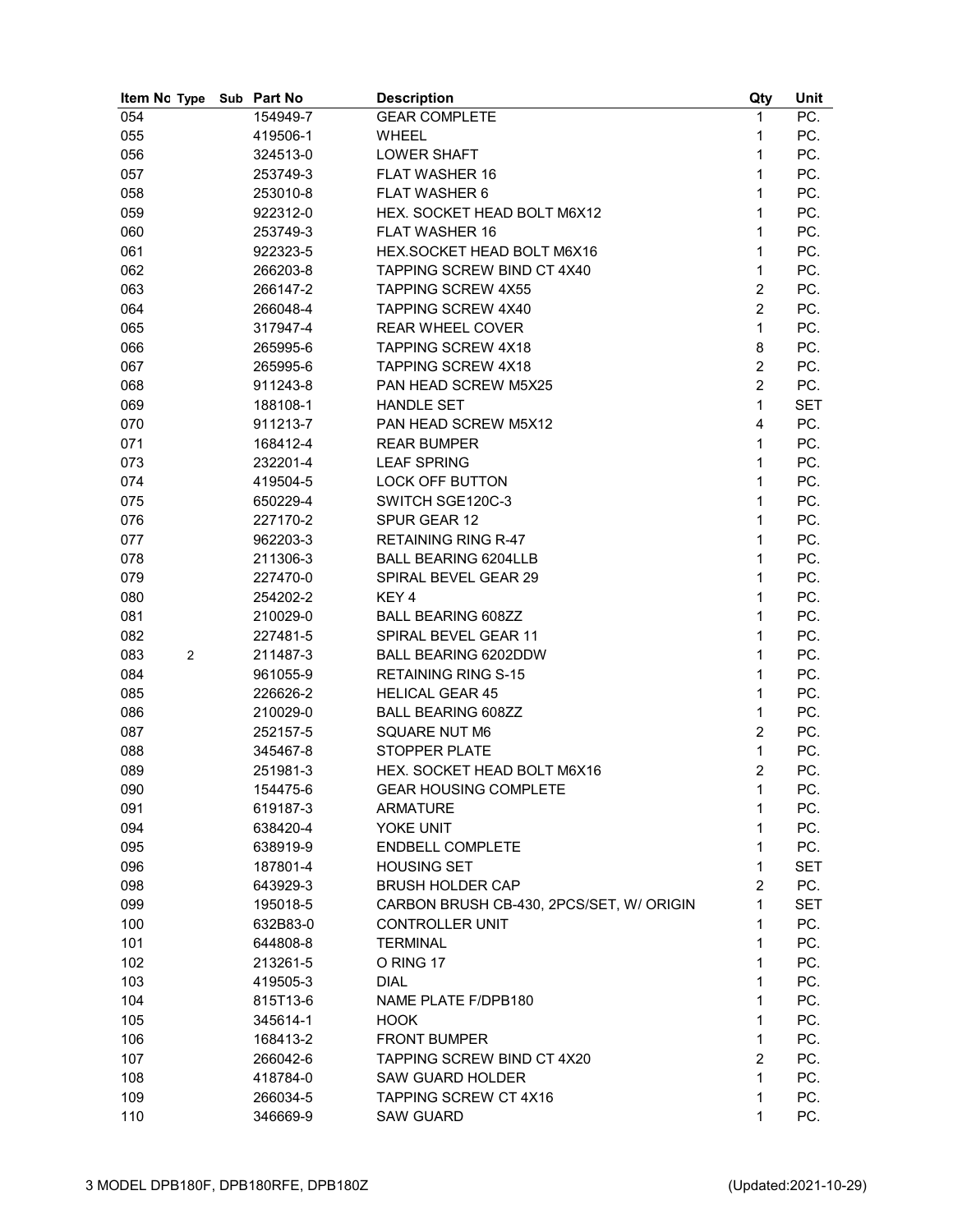| Item No | Type | Sub | Part No | Description | Qty | Unit |
|---|---|---|---|---|---|---|
| 054 | | | 154949-7 | GEAR COMPLETE | 1 | PC. |
| 055 | | | 419506-1 | WHEEL | 1 | PC. |
| 056 | | | 324513-0 | LOWER SHAFT | 1 | PC. |
| 057 | | | 253749-3 | FLAT WASHER 16 | 1 | PC. |
| 058 | | | 253010-8 | FLAT WASHER 6 | 1 | PC. |
| 059 | | | 922312-0 | HEX. SOCKET HEAD BOLT M6X12 | 1 | PC. |
| 060 | | | 253749-3 | FLAT WASHER 16 | 1 | PC. |
| 061 | | | 922323-5 | HEX.SOCKET HEAD BOLT M6X16 | 1 | PC. |
| 062 | | | 266203-8 | TAPPING SCREW BIND CT 4X40 | 1 | PC. |
| 063 | | | 266147-2 | TAPPING SCREW 4X55 | 2 | PC. |
| 064 | | | 266048-4 | TAPPING SCREW 4X40 | 2 | PC. |
| 065 | | | 317947-4 | REAR WHEEL COVER | 1 | PC. |
| 066 | | | 265995-6 | TAPPING SCREW 4X18 | 8 | PC. |
| 067 | | | 265995-6 | TAPPING SCREW 4X18 | 2 | PC. |
| 068 | | | 911243-8 | PAN HEAD SCREW M5X25 | 2 | PC. |
| 069 | | | 188108-1 | HANDLE SET | 1 | SET |
| 070 | | | 911213-7 | PAN HEAD SCREW M5X12 | 4 | PC. |
| 071 | | | 168412-4 | REAR BUMPER | 1 | PC. |
| 073 | | | 232201-4 | LEAF SPRING | 1 | PC. |
| 074 | | | 419504-5 | LOCK OFF BUTTON | 1 | PC. |
| 075 | | | 650229-4 | SWITCH SGE120C-3 | 1 | PC. |
| 076 | | | 227170-2 | SPUR GEAR 12 | 1 | PC. |
| 077 | | | 962203-3 | RETAINING RING R-47 | 1 | PC. |
| 078 | | | 211306-3 | BALL BEARING 6204LLB | 1 | PC. |
| 079 | | | 227470-0 | SPIRAL BEVEL GEAR 29 | 1 | PC. |
| 080 | | | 254202-2 | KEY 4 | 1 | PC. |
| 081 | | | 210029-0 | BALL BEARING 608ZZ | 1 | PC. |
| 082 | | | 227481-5 | SPIRAL BEVEL GEAR 11 | 1 | PC. |
| 083 | 2 | | 211487-3 | BALL BEARING 6202DDW | 1 | PC. |
| 084 | | | 961055-9 | RETAINING RING S-15 | 1 | PC. |
| 085 | | | 226626-2 | HELICAL GEAR 45 | 1 | PC. |
| 086 | | | 210029-0 | BALL BEARING 608ZZ | 1 | PC. |
| 087 | | | 252157-5 | SQUARE NUT M6 | 2 | PC. |
| 088 | | | 345467-8 | STOPPER PLATE | 1 | PC. |
| 089 | | | 251981-3 | HEX. SOCKET HEAD BOLT M6X16 | 2 | PC. |
| 090 | | | 154475-6 | GEAR HOUSING COMPLETE | 1 | PC. |
| 091 | | | 619187-3 | ARMATURE | 1 | PC. |
| 094 | | | 638420-4 | YOKE UNIT | 1 | PC. |
| 095 | | | 638919-9 | ENDBELL COMPLETE | 1 | PC. |
| 096 | | | 187801-4 | HOUSING SET | 1 | SET |
| 098 | | | 643929-3 | BRUSH HOLDER CAP | 2 | PC. |
| 099 | | | 195018-5 | CARBON BRUSH CB-430, 2PCS/SET, W/ ORIGIN | 1 | SET |
| 100 | | | 632B83-0 | CONTROLLER UNIT | 1 | PC. |
| 101 | | | 644808-8 | TERMINAL | 1 | PC. |
| 102 | | | 213261-5 | O RING 17 | 1 | PC. |
| 103 | | | 419505-3 | DIAL | 1 | PC. |
| 104 | | | 815T13-6 | NAME PLATE F/DPB180 | 1 | PC. |
| 105 | | | 345614-1 | HOOK | 1 | PC. |
| 106 | | | 168413-2 | FRONT BUMPER | 1 | PC. |
| 107 | | | 266042-6 | TAPPING SCREW BIND CT 4X20 | 2 | PC. |
| 108 | | | 418784-0 | SAW GUARD HOLDER | 1 | PC. |
| 109 | | | 266034-5 | TAPPING SCREW CT 4X16 | 1 | PC. |
| 110 | | | 346669-9 | SAW GUARD | 1 | PC. |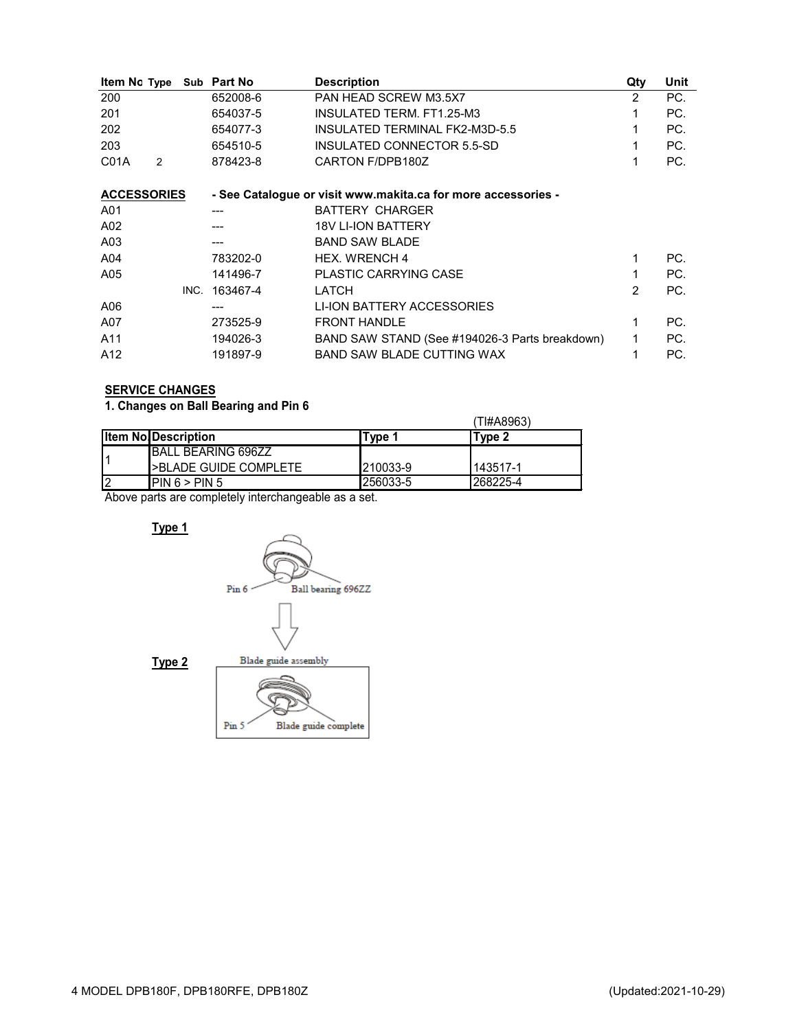| Item No | Type | Sub | Part No | Description | Qty | Unit |
|---|---|---|---|---|---|---|
| 200 | | | 652008-6 | PAN HEAD SCREW M3.5X7 | 2 | PC. |
| 201 | | | 654037-5 | INSULATED TERM. FT1.25-M3 | 1 | PC. |
| 202 | | | 654077-3 | INSULATED TERMINAL FK2-M3D-5.5 | 1 | PC. |
| 203 | | | 654510-5 | INSULATED CONNECTOR 5.5-SD | 1 | PC. |
| C01A | 2 | | 878423-8 | CARTON F/DPB180Z | 1 | PC. |

**ACCESSORIES** - See Catalogue or visit www.makita.ca for more accessories -

| Item No | Type | Sub | Part No | Description | Qty | Unit |
|---|---|---|---|---|---|---|
| A01 | | | --- | BATTERY CHARGER | | |
| A02 | | | --- | 18V LI-ION BATTERY | | |
| A03 | | | --- | BAND SAW BLADE | | |
| A04 | | | 783202-0 | HEX. WRENCH 4 | 1 | PC. |
| A05 | | | 141496-7 | PLASTIC CARRYING CASE | 1 | PC. |
| | | INC. | 163467-4 | LATCH | 2 | PC. |
| A06 | | | --- | LI-ION BATTERY ACCESSORIES | | |
| A07 | | | 273525-9 | FRONT HANDLE | 1 | PC. |
| A11 | | | 194026-3 | BAND SAW STAND (See #194026-3 Parts breakdown) | 1 | PC. |
| A12 | | | 191897-9 | BAND SAW BLADE CUTTING WAX | 1 | PC. |

**SERVICE CHANGES**

**1. Changes on Ball Bearing and Pin 6**

(TI#A8963)

| Item No | Description | Type 1 | Type 2 |
|---|---|---|---|
| 1 | BALL BEARING 696ZZ >BLADE GUIDE COMPLETE | 210033-9 | 143517-1 |
| 2 | PIN 6 > PIN 5 | 256033-5 | 268225-4 |

Above parts are completely interchangeable as a set.

**Type 1**

Pin 6

Ball bearing 696ZZ

**Type 2**

Blade guide assembly

Pin 5

Blade guide complete